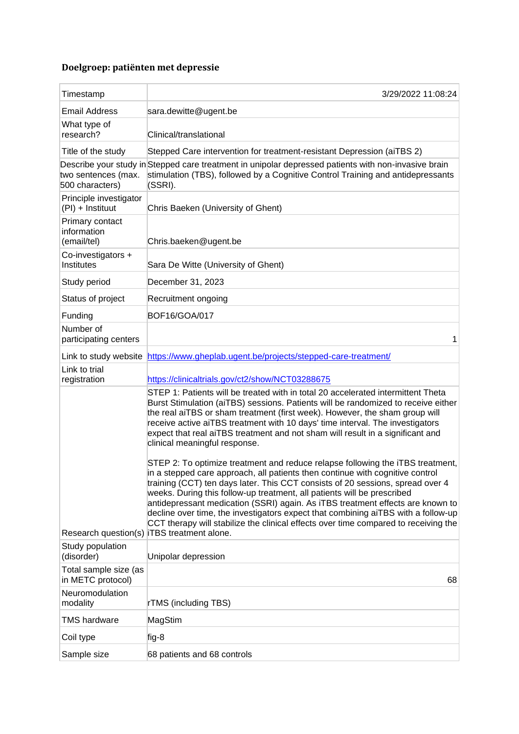## Doelgroep: patiënten met depressie

| Timestamp | 3/29/2022 11:08:24 |
| --- | --- |
| Email Address | sara.dewitte@ugent.be |
| What type of research? | Clinical/translational |
| Title of the study | Stepped Care intervention for treatment-resistant Depression (aiTBS 2) |
| Describe your study in two sentences (max. 500 characters) | Stepped care treatment in unipolar depressed patients with non-invasive brain stimulation (TBS), followed by a Cognitive Control Training and antidepressants (SSRI). |
| Principle investigator (PI) + Instituut | Chris Baeken (University of Ghent) |
| Primary contact information (email/tel) | Chris.baeken@ugent.be |
| Co-investigators + Institutes | Sara De Witte (University of Ghent) |
| Study period | December 31, 2023 |
| Status of project | Recruitment ongoing |
| Funding | BOF16/GOA/017 |
| Number of participating centers | 1 |
| Link to study website | https://www.gheplab.ugent.be/projects/stepped-care-treatment/ |
| Link to trial registration | https://clinicaltrials.gov/ct2/show/NCT03288675 |
| Research question(s) | STEP 1: Patients will be treated with in total 20 accelerated intermittent Theta Burst Stimulation (aiTBS) sessions. Patients will be randomized to receive either the real aiTBS or sham treatment (first week). However, the sham group will receive active aiTBS treatment with 10 days' time interval. The investigators expect that real aiTBS treatment and not sham will result in a significant and clinical meaningful response.<br><br>STEP 2: To optimize treatment and reduce relapse following the iTBS treatment, in a stepped care approach, all patients then continue with cognitive control training (CCT) ten days later. This CCT consists of 20 sessions, spread over 4 weeks. During this follow-up treatment, all patients will be prescribed antidepressant medication (SSRI) again. As iTBS treatment effects are known to decline over time, the investigators expect that combining aiTBS with a follow-up CCT therapy will stabilize the clinical effects over time compared to receiving the iTBS treatment alone. |
| Study population (disorder) | Unipolar depression |
| Total sample size (as in METC protocol) | 68 |
| Neuromodulation modality | rTMS (including TBS) |
| TMS hardware | MagStim |
| Coil type | fig-8 |
| Sample size | 68 patients and 68 controls |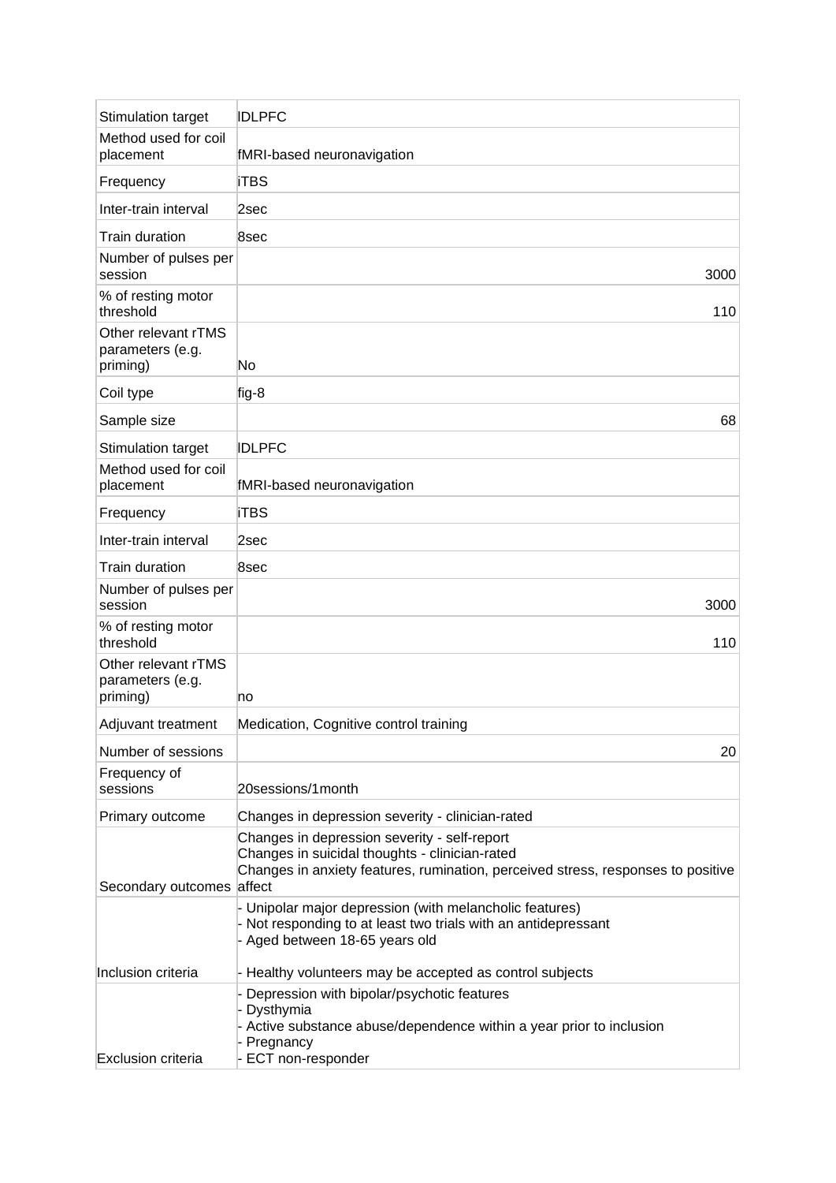| | |
|---|---|
| Stimulation target | lDLPFC |
| Method used for coil placement | fMRI-based neuronavigation |
| Frequency | iTBS |
| Inter-train interval | 2sec |
| Train duration | 8sec |
| Number of pulses per session | 3000 |
| % of resting motor threshold | 110 |
| Other relevant rTMS parameters (e.g. priming) | No |
| Coil type | fig-8 |
| Sample size | 68 |
| Stimulation target | lDLPFC |
| Method used for coil placement | fMRI-based neuronavigation |
| Frequency | iTBS |
| Inter-train interval | 2sec |
| Train duration | 8sec |
| Number of pulses per session | 3000 |
| % of resting motor threshold | 110 |
| Other relevant rTMS parameters (e.g. priming) | no |
| Adjuvant treatment | Medication, Cognitive control training |
| Number of sessions | 20 |
| Frequency of sessions | 20sessions/1month |
| Primary outcome | Changes in depression severity - clinician-rated |
| Secondary outcomes | Changes in depression severity - self-report<br>Changes in suicidal thoughts - clinician-rated<br>Changes in anxiety features, rumination, perceived stress, responses to positive affect |
| Inclusion criteria | - Unipolar major depression (with melancholic features)<br>- Not responding to at least two trials with an antidepressant<br>- Aged between 18-65 years old<br><br>- Healthy volunteers may be accepted as control subjects |
| Exclusion criteria | - Depression with bipolar/psychotic features<br>- Dysthymia<br>- Active substance abuse/dependence within a year prior to inclusion<br>- Pregnancy<br>- ECT non-responder |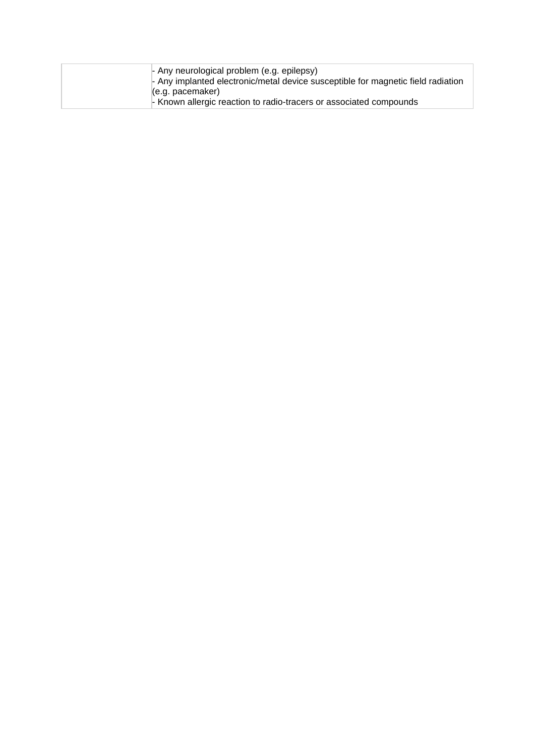| | |
|---|---|
| | - Any neurological problem (e.g. epilepsy)<br>- Any implanted electronic/metal device susceptible for magnetic field radiation (e.g. pacemaker)<br>- Known allergic reaction to radio-tracers or associated compounds |